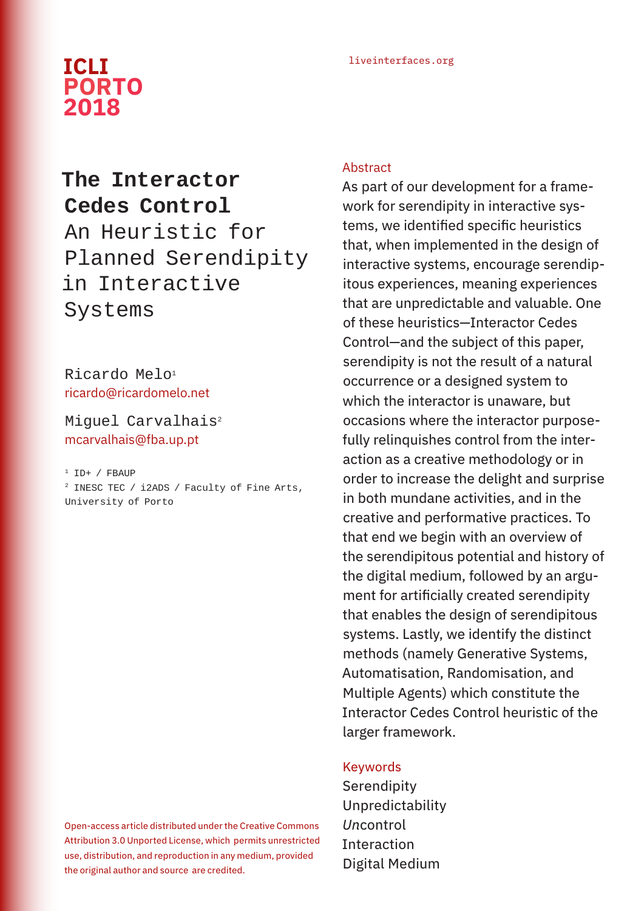ICLI PORTO 2018

liveinterfaces.org

# The Interactor Cedes Control

## An Heuristic for Planned Serendipity in Interactive Systems

Ricardo Melo[1]
ricardo@ricardomelo.net

Miguel Carvalhais[2]
mcarvalhais@fba.up.pt

[1] ID+ / FBAUP
[2] INESC TEC / i2ADS / Faculty of Fine Arts, University of Porto

Open-access article distributed under the Creative Commons Attribution 3.0 Unported License, which permits unrestricted use, distribution, and reproduction in any medium, provided the original author and source are credited.

### Abstract

As part of our development for a framework for serendipity in interactive systems, we identified specific heuristics that, when implemented in the design of interactive systems, encourage serendipitous experiences, meaning experiences that are unpredictable and valuable. One of these heuristics—Interactor Cedes Control—and the subject of this paper, serendipity is not the result of a natural occurrence or a designed system to which the interactor is unaware, but occasions where the interactor purposefully relinquishes control from the interaction as a creative methodology or in order to increase the delight and surprise in both mundane activities, and in the creative and performative practices. To that end we begin with an overview of the serendipitous potential and history of the digital medium, followed by an argument for artificially created serendipity that enables the design of serendipitous systems. Lastly, we identify the distinct methods (namely Generative Systems, Automatisation, Randomisation, and Multiple Agents) which constitute the Interactor Cedes Control heuristic of the larger framework.

### Keywords

Serendipity
Unpredictability
*Un*control
Interaction
Digital Medium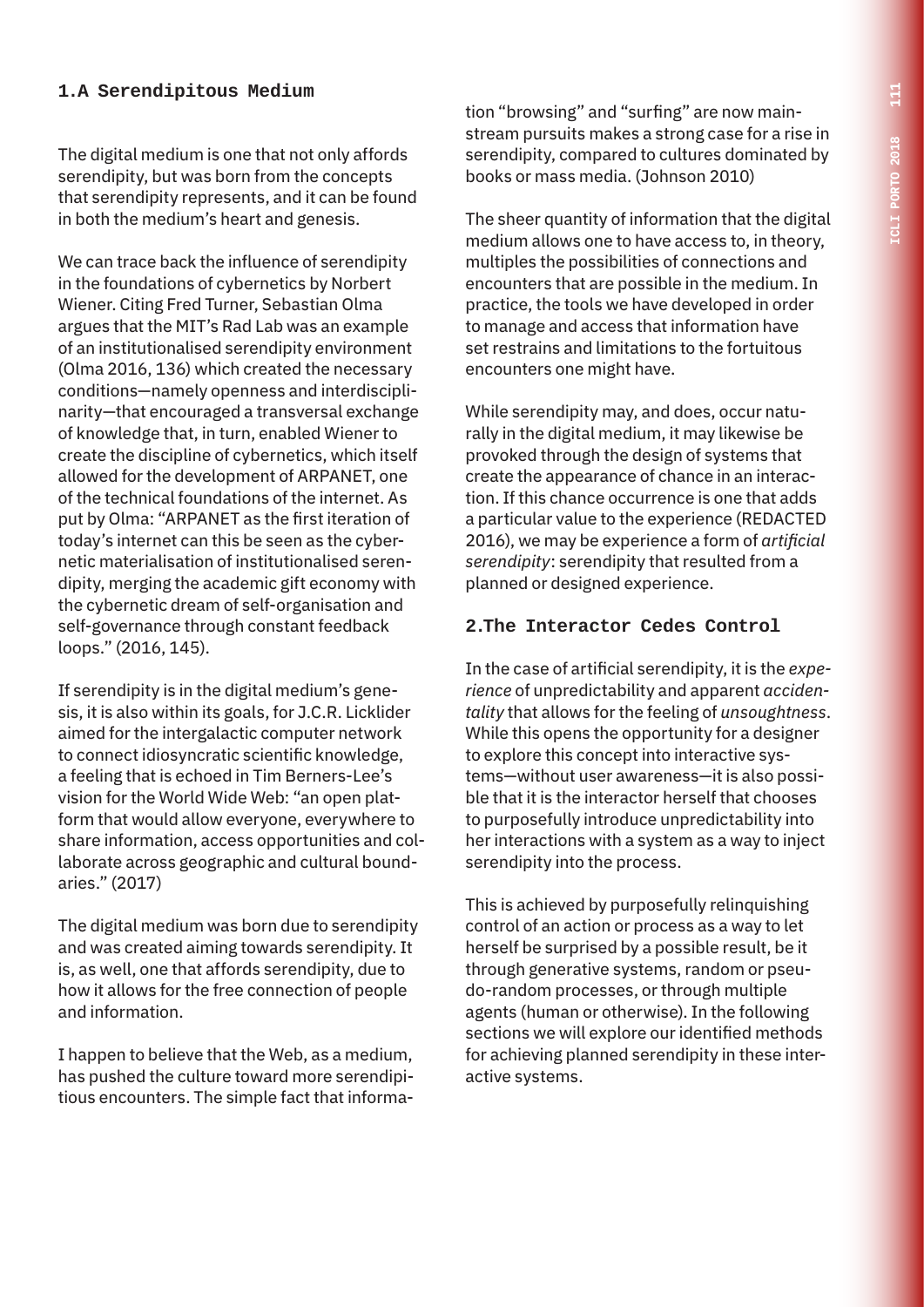## 1.A Serendipitous Medium

The digital medium is one that not only affords serendipity, but was born from the concepts that serendipity represents, and it can be found in both the medium's heart and genesis.

We can trace back the influence of serendipity in the foundations of cybernetics by Norbert Wiener. Citing Fred Turner, Sebastian Olma argues that the MIT's Rad Lab was an example of an institutionalised serendipity environment (Olma 2016, 136) which created the necessary conditions—namely openness and interdisciplinarity—that encouraged a transversal exchange of knowledge that, in turn, enabled Wiener to create the discipline of cybernetics, which itself allowed for the development of ARPANET, one of the technical foundations of the internet. As put by Olma: "ARPANET as the first iteration of today's internet can this be seen as the cybernetic materialisation of institutionalised serendipity, merging the academic gift economy with the cybernetic dream of self-organisation and self-governance through constant feedback loops." (2016, 145).

If serendipity is in the digital medium's genesis, it is also within its goals, for J.C.R. Licklider aimed for the intergalactic computer network to connect idiosyncratic scientific knowledge, a feeling that is echoed in Tim Berners-Lee's vision for the World Wide Web: "an open platform that would allow everyone, everywhere to share information, access opportunities and collaborate across geographic and cultural boundaries." (2017)

The digital medium was born due to serendipity and was created aiming towards serendipity. It is, as well, one that affords serendipity, due to how it allows for the free connection of people and information.

I happen to believe that the Web, as a medium, has pushed the culture toward more serendipitous encounters. The simple fact that information "browsing" and "surfing" are now mainstream pursuits makes a strong case for a rise in serendipity, compared to cultures dominated by books or mass media. (Johnson 2010)

The sheer quantity of information that the digital medium allows one to have access to, in theory, multiples the possibilities of connections and encounters that are possible in the medium. In practice, the tools we have developed in order to manage and access that information have set restrains and limitations to the fortuitous encounters one might have.

While serendipity may, and does, occur naturally in the digital medium, it may likewise be provoked through the design of systems that create the appearance of chance in an interaction. If this chance occurrence is one that adds a particular value to the experience (REDACTED 2016), we may be experience a form of *artificial serendipity*: serendipity that resulted from a planned or designed experience.

## 2.The Interactor Cedes Control

In the case of artificial serendipity, it is the *experience* of unpredictability and apparent *accidentality* that allows for the feeling of *unsoughtness*. While this opens the opportunity for a designer to explore this concept into interactive systems—without user awareness—it is also possible that it is the interactor herself that chooses to purposefully introduce unpredictability into her interactions with a system as a way to inject serendipity into the process.

This is achieved by purposefully relinquishing control of an action or process as a way to let herself be surprised by a possible result, be it through generative systems, random or pseudo-random processes, or through multiple agents (human or otherwise). In the following sections we will explore our identified methods for achieving planned serendipity in these interactive systems.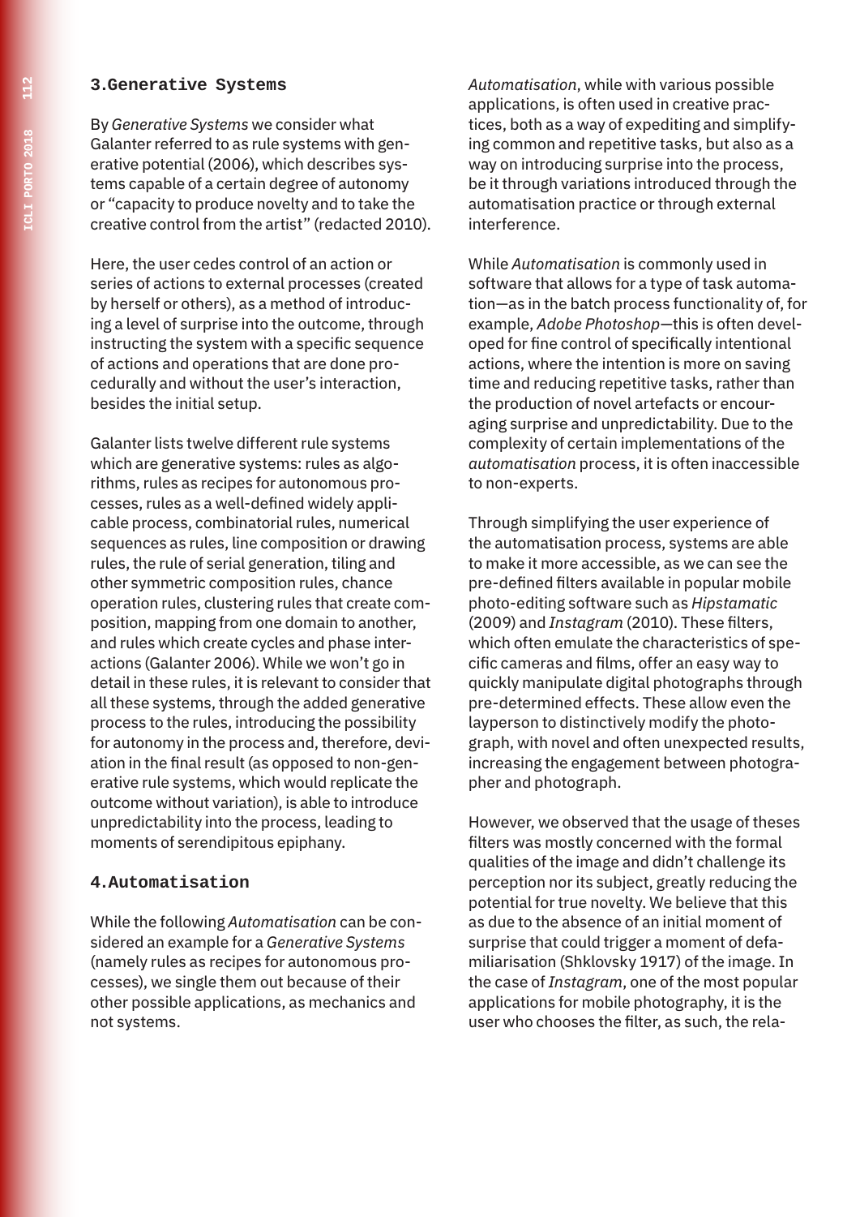## 3.Generative Systems

By *Generative Systems* we consider what Galanter referred to as rule systems with generative potential (2006), which describes systems capable of a certain degree of autonomy or "capacity to produce novelty and to take the creative control from the artist" (redacted 2010).

Here, the user cedes control of an action or series of actions to external processes (created by herself or others), as a method of introducing a level of surprise into the outcome, through instructing the system with a specific sequence of actions and operations that are done procedurally and without the user's interaction, besides the initial setup.

Galanter lists twelve different rule systems which are generative systems: rules as algorithms, rules as recipes for autonomous processes, rules as a well-defined widely applicable process, combinatorial rules, numerical sequences as rules, line composition or drawing rules, the rule of serial generation, tiling and other symmetric composition rules, chance operation rules, clustering rules that create composition, mapping from one domain to another, and rules which create cycles and phase interactions (Galanter 2006). While we won't go in detail in these rules, it is relevant to consider that all these systems, through the added generative process to the rules, introducing the possibility for autonomy in the process and, therefore, deviation in the final result (as opposed to non-generative rule systems, which would replicate the outcome without variation), is able to introduce unpredictability into the process, leading to moments of serendipitous epiphany.

## 4.Automatisation

While the following *Automatisation* can be considered an example for a *Generative Systems* (namely rules as recipes for autonomous processes), we single them out because of their other possible applications, as mechanics and not systems.

*Automatisation*, while with various possible applications, is often used in creative practices, both as a way of expediting and simplifying common and repetitive tasks, but also as a way on introducing surprise into the process, be it through variations introduced through the automatisation practice or through external interference.

While *Automatisation* is commonly used in software that allows for a type of task automation—as in the batch process functionality of, for example, *Adobe Photoshop*—this is often developed for fine control of specifically intentional actions, where the intention is more on saving time and reducing repetitive tasks, rather than the production of novel artefacts or encouraging surprise and unpredictability. Due to the complexity of certain implementations of the *automatisation* process, it is often inaccessible to non-experts.

Through simplifying the user experience of the automatisation process, systems are able to make it more accessible, as we can see the pre-defined filters available in popular mobile photo-editing software such as *Hipstamatic* (2009) and *Instagram* (2010). These filters, which often emulate the characteristics of specific cameras and films, offer an easy way to quickly manipulate digital photographs through pre-determined effects. These allow even the layperson to distinctively modify the photograph, with novel and often unexpected results, increasing the engagement between photographer and photograph.

However, we observed that the usage of theses filters was mostly concerned with the formal qualities of the image and didn't challenge its perception nor its subject, greatly reducing the potential for true novelty. We believe that this as due to the absence of an initial moment of surprise that could trigger a moment of defamiliarisation (Shklovsky 1917) of the image. In the case of *Instagram*, one of the most popular applications for mobile photography, it is the user who chooses the filter, as such, the rela-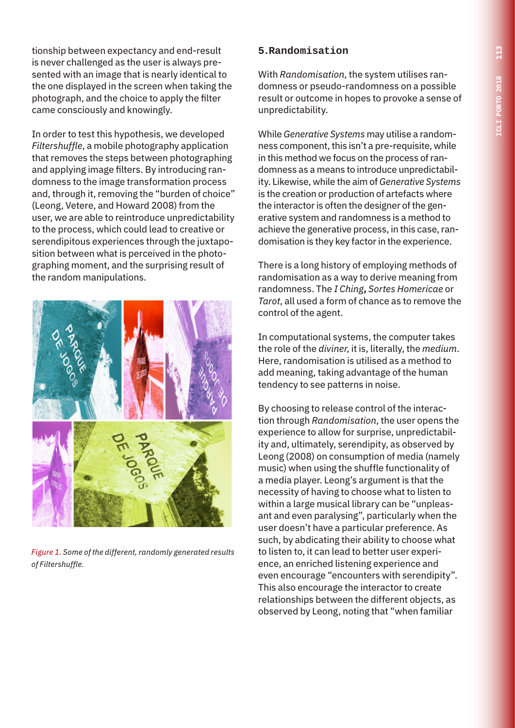tionship between expectancy and end-result is never challenged as the user is always presented with an image that is nearly identical to the one displayed in the screen when taking the photograph, and the choice to apply the filter came consciously and knowingly.

In order to test this hypothesis, we developed *Filtershuffle*, a mobile photography application that removes the steps between photographing and applying image filters. By introducing randomness to the image transformation process and, through it, removing the "burden of choice" (Leong, Vetere, and Howard 2008) from the user, we are able to reintroduce unpredictability to the process, which could lead to creative or serendipitous experiences through the juxtaposition between what is perceived in the photographing moment, and the surprising result of the random manipulations.

*Figure 1. Some of the different, randomly generated results of Filtershuffle.*

## 5. Randomisation

With *Randomisation*, the system utilises randomness or pseudo-randomness on a possible result or outcome in hopes to provoke a sense of unpredictability.

While *Generative Systems* may utilise a randomness component, this isn't a pre-requisite, while in this method we focus on the process of randomness as a means to introduce unpredictability. Likewise, while the aim of *Generative Systems* is the creation or production of artefacts where the interactor is often the designer of the generative system and randomness is a method to achieve the generative process, in this case, randomisation is they key factor in the experience.

There is a long history of employing methods of randomisation as a way to derive meaning from randomness. The *I Ching*, *Sortes Homericae* or *Tarot*, all used a form of chance as to remove the control of the agent.

In computational systems, the computer takes the role of the *diviner*, it is, literally, the *medium*. Here, randomisation is utilised as a method to add meaning, taking advantage of the human tendency to see patterns in noise.

By choosing to release control of the interaction through *Randomisation*, the user opens the experience to allow for surprise, unpredictability and, ultimately, serendipity, as observed by Leong (2008) on consumption of media (namely music) when using the shuffle functionality of a media player. Leong's argument is that the necessity of having to choose what to listen to within a large musical library can be "unpleasant and even paralysing", particularly when the user doesn't have a particular preference. As such, by abdicating their ability to choose what to listen to, it can lead to better user experience, an enriched listening experience and even encourage "encounters with serendipity". This also encourage the interactor to create relationships between the different objects, as observed by Leong, noting that "when familiar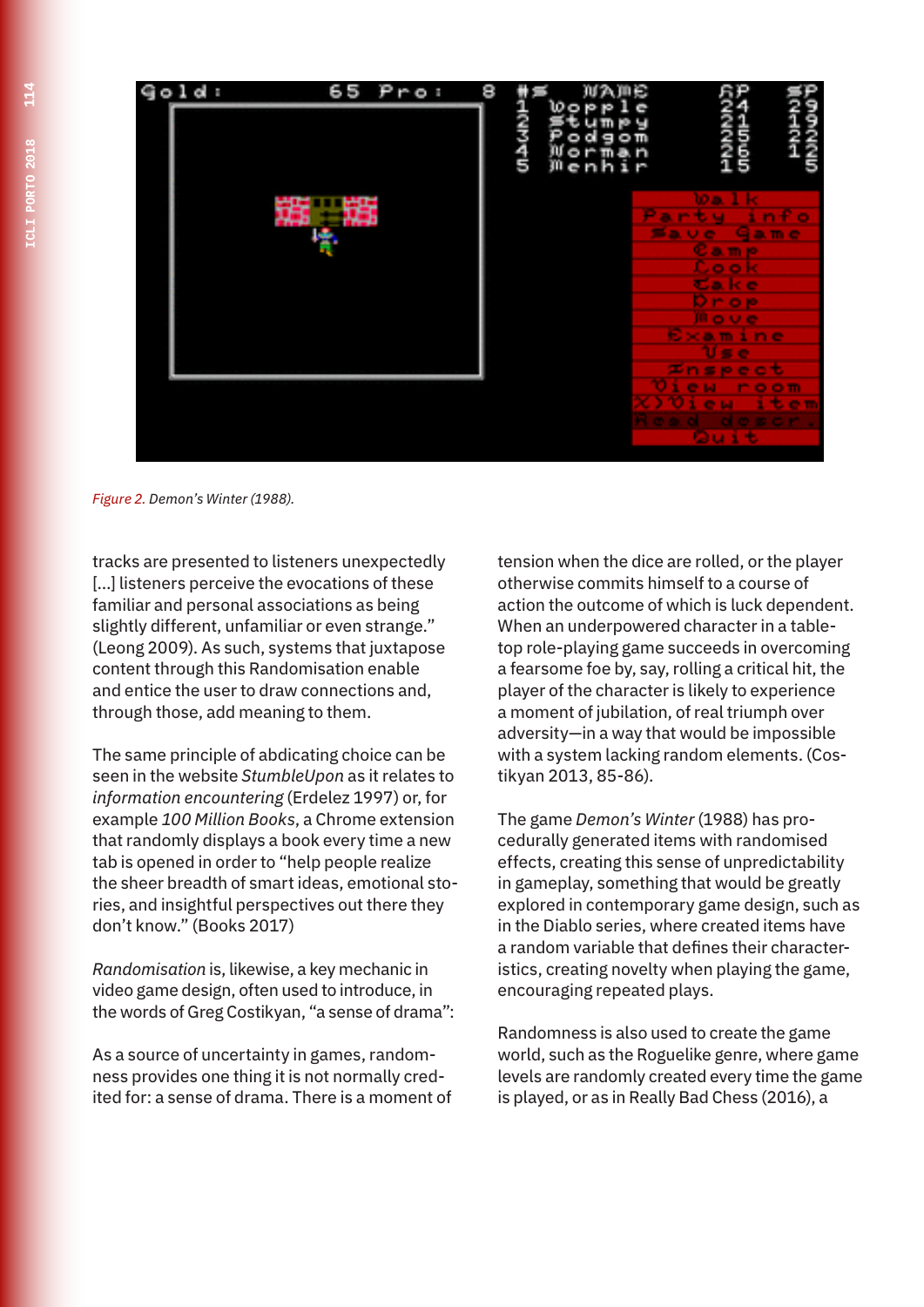*Figure 2. Demon's Winter (1988).*

tracks are presented to listeners unexpectedly [...] listeners perceive the evocations of these familiar and personal associations as being slightly different, unfamiliar or even strange." (Leong 2009). As such, systems that juxtapose content through this Randomisation enable and entice the user to draw connections and, through those, add meaning to them.

The same principle of abdicating choice can be seen in the website *StumbleUpon* as it relates to *information encountering* (Erdelez 1997) or, for example *100 Million Books*, a Chrome extension that randomly displays a book every time a new tab is opened in order to "help people realize the sheer breadth of smart ideas, emotional stories, and insightful perspectives out there they don't know." (Books 2017)

*Randomisation* is, likewise, a key mechanic in video game design, often used to introduce, in the words of Greg Costikyan, "a sense of drama":

As a source of uncertainty in games, randomness provides one thing it is not normally credited for: a sense of drama. There is a moment of tension when the dice are rolled, or the player otherwise commits himself to a course of action the outcome of which is luck dependent. When an underpowered character in a tabletop role-playing game succeeds in overcoming a fearsome foe by, say, rolling a critical hit, the player of the character is likely to experience a moment of jubilation, of real triumph over adversity—in a way that would be impossible with a system lacking random elements. (Costikyan 2013, 85-86).

The game *Demon's Winter* (1988) has procedurally generated items with randomised effects, creating this sense of unpredictability in gameplay, something that would be greatly explored in contemporary game design, such as in the Diablo series, where created items have a random variable that defines their characteristics, creating novelty when playing the game, encouraging repeated plays.

Randomness is also used to create the game world, such as the Roguelike genre, where game levels are randomly created every time the game is played, or as in Really Bad Chess (2016), a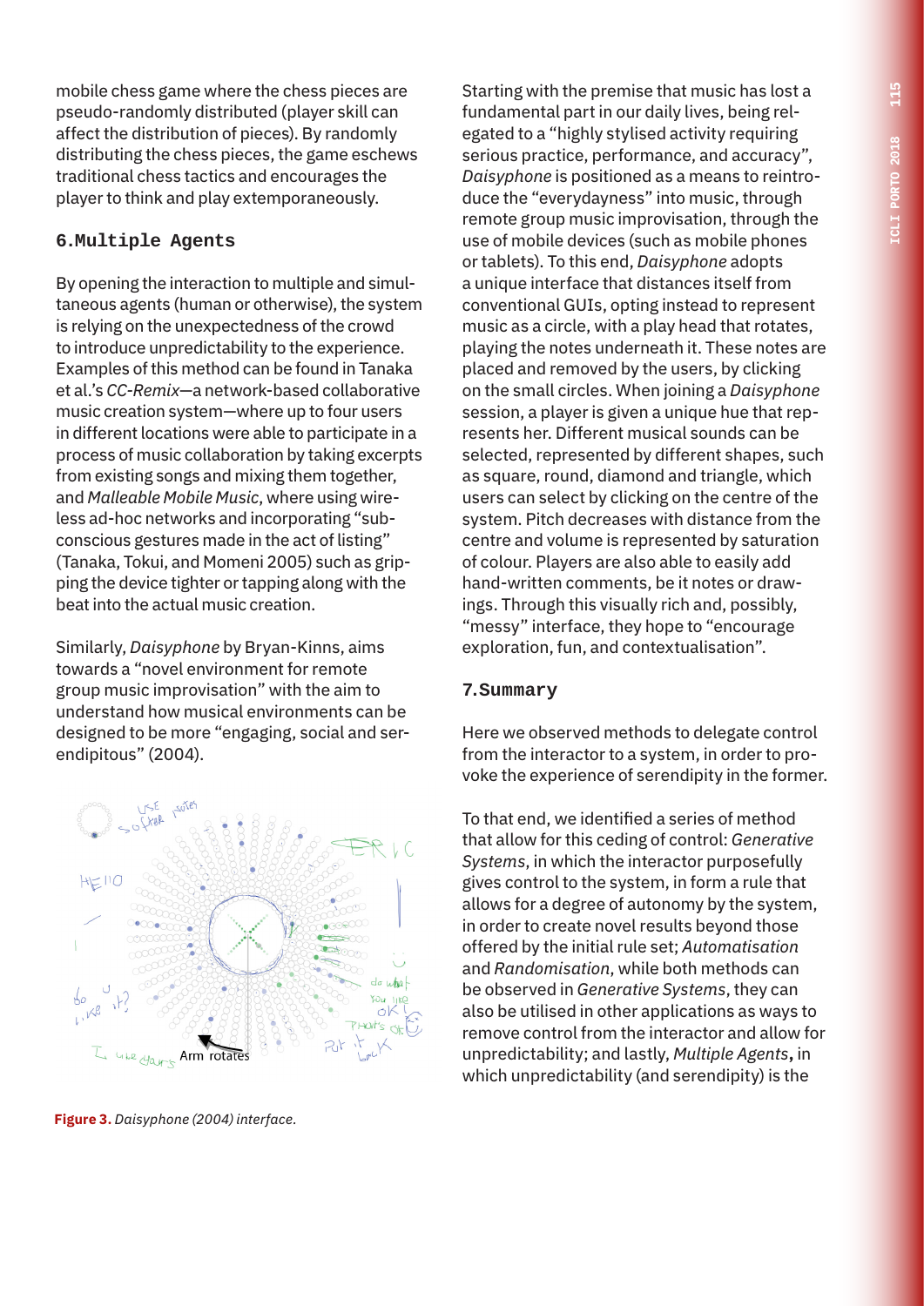mobile chess game where the chess pieces are pseudo-randomly distributed (player skill can affect the distribution of pieces). By randomly distributing the chess pieces, the game eschews traditional chess tactics and encourages the player to think and play extemporaneously.

## 6.Multiple Agents

By opening the interaction to multiple and simultaneous agents (human or otherwise), the system is relying on the unexpectedness of the crowd to introduce unpredictability to the experience. Examples of this method can be found in Tanaka et al.'s *CC-Remix*—a network-based collaborative music creation system—where up to four users in different locations were able to participate in a process of music collaboration by taking excerpts from existing songs and mixing them together, and *Malleable Mobile Music*, where using wireless ad-hoc networks and incorporating "subconscious gestures made in the act of listing" (Tanaka, Tokui, and Momeni 2005) such as gripping the device tighter or tapping along with the beat into the actual music creation.

Similarly, *Daisyphone* by Bryan-Kinns, aims towards a "novel environment for remote group music improvisation" with the aim to understand how musical environments can be designed to be more "engaging, social and serendipitous" (2004).

**Figure 3.** *Daisyphone (2004) interface.*

Starting with the premise that music has lost a fundamental part in our daily lives, being relegated to a "highly stylised activity requiring serious practice, performance, and accuracy", *Daisyphone* is positioned as a means to reintroduce the "everydayness" into music, through remote group music improvisation, through the use of mobile devices (such as mobile phones or tablets). To this end, *Daisyphone* adopts a unique interface that distances itself from conventional GUIs, opting instead to represent music as a circle, with a play head that rotates, playing the notes underneath it. These notes are placed and removed by the users, by clicking on the small circles. When joining a *Daisyphone* session, a player is given a unique hue that represents her. Different musical sounds can be selected, represented by different shapes, such as square, round, diamond and triangle, which users can select by clicking on the centre of the system. Pitch decreases with distance from the centre and volume is represented by saturation of colour. Players are also able to easily add hand-written comments, be it notes or drawings. Through this visually rich and, possibly, "messy" interface, they hope to "encourage exploration, fun, and contextualisation".

## 7.Summary

Here we observed methods to delegate control from the interactor to a system, in order to provoke the experience of serendipity in the former.

To that end, we identified a series of method that allow for this ceding of control: *Generative Systems*, in which the interactor purposefully gives control to the system, in form a rule that allows for a degree of autonomy by the system, in order to create novel results beyond those offered by the initial rule set; *Automatisation* and *Randomisation*, while both methods can be observed in *Generative Systems*, they can also be utilised in other applications as ways to remove control from the interactor and allow for unpredictability; and lastly, *Multiple Agents*, in which unpredictability (and serendipity) is the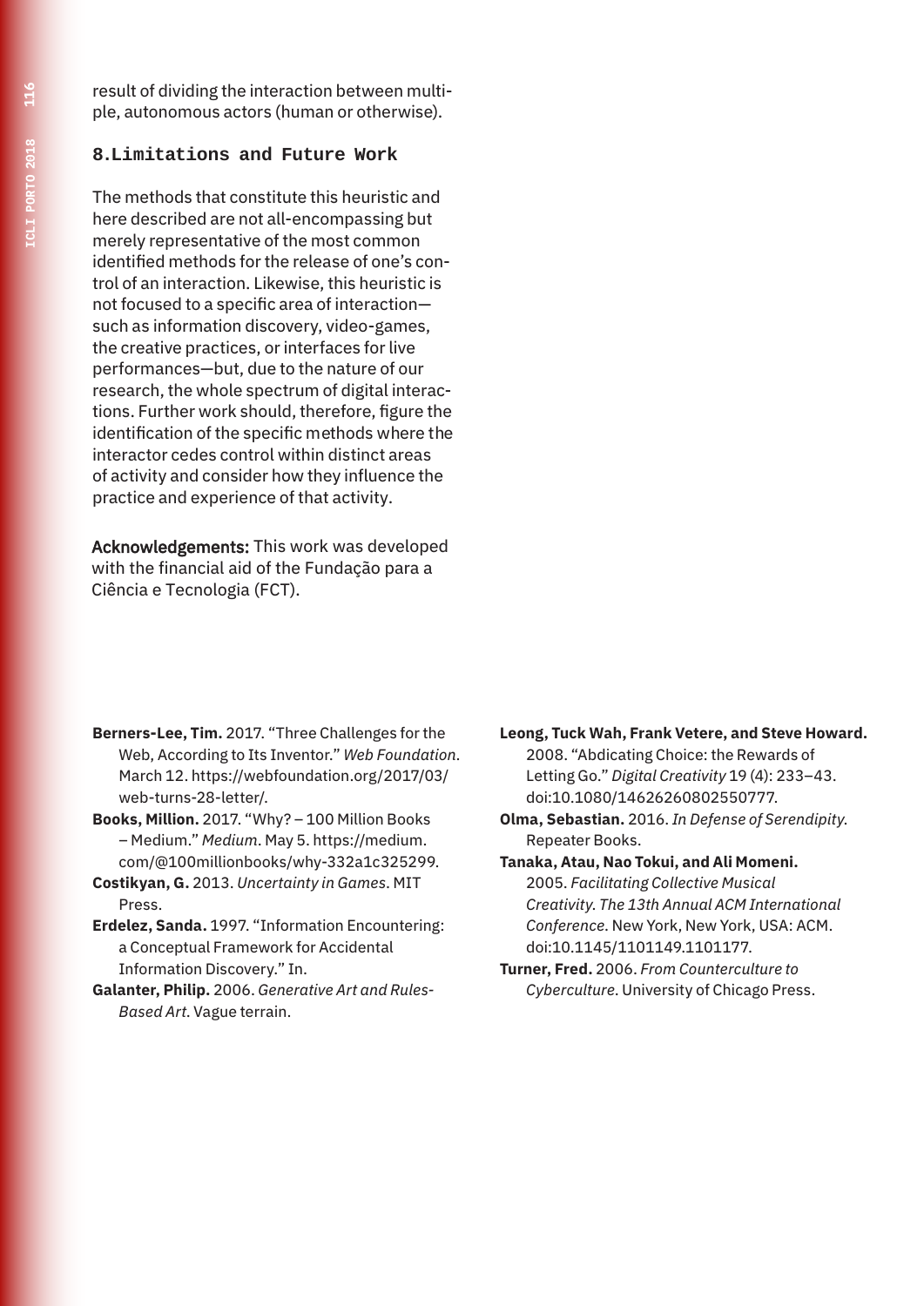result of dividing the interaction between multiple, autonomous actors (human or otherwise).

## 8. Limitations and Future Work

The methods that constitute this heuristic and here described are not all-encompassing but merely representative of the most common identified methods for the release of one's control of an interaction. Likewise, this heuristic is not focused to a specific area of interaction—such as information discovery, video-games, the creative practices, or interfaces for live performances—but, due to the nature of our research, the whole spectrum of digital interactions. Further work should, therefore, figure the identification of the specific methods where the interactor cedes control within distinct areas of activity and consider how they influence the practice and experience of that activity.

**Acknowledgements:** This work was developed with the financial aid of the Fundação para a Ciência e Tecnologia (FCT).

**Berners-Lee, Tim.** 2017. "Three Challenges for the Web, According to Its Inventor." *Web Foundation*. March 12. https://webfoundation.org/2017/03/web-turns-28-letter/.

**Books, Million.** 2017. "Why? – 100 Million Books – Medium." *Medium*. May 5. https://medium.com/@100millionbooks/why-332a1c325299.

**Costikyan, G.** 2013. *Uncertainty in Games*. MIT Press.

**Erdelez, Sanda.** 1997. "Information Encountering: a Conceptual Framework for Accidental Information Discovery." In.

**Galanter, Philip.** 2006. *Generative Art and Rules-Based Art*. Vague terrain.

**Leong, Tuck Wah, Frank Vetere, and Steve Howard.** 2008. "Abdicating Choice: the Rewards of Letting Go." *Digital Creativity* 19 (4): 233–43. doi:10.1080/14626260802550777.

**Olma, Sebastian.** 2016. *In Defense of Serendipity*. Repeater Books.

**Tanaka, Atau, Nao Tokui, and Ali Momeni.** 2005. *Facilitating Collective Musical Creativity. The 13th Annual ACM International Conference*. New York, New York, USA: ACM. doi:10.1145/1101149.1101177.

**Turner, Fred.** 2006. *From Counterculture to Cyberculture*. University of Chicago Press.